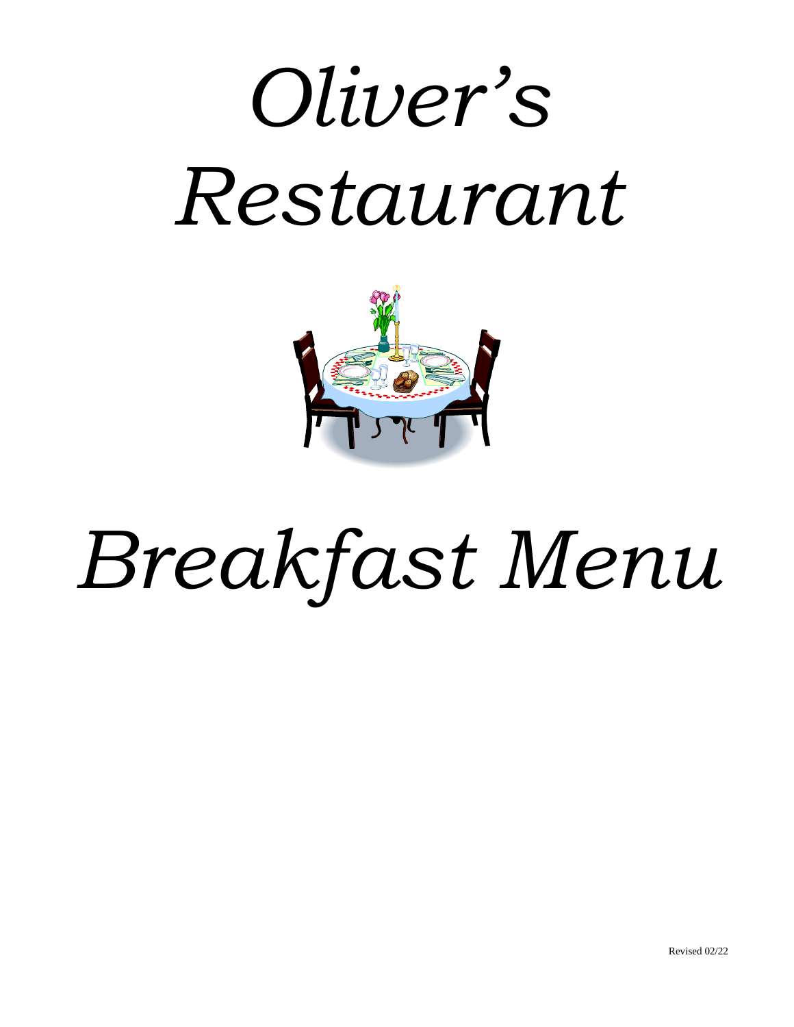# *Oliver's Restaurant*

# *Breakfast Menu*

Revised 02/22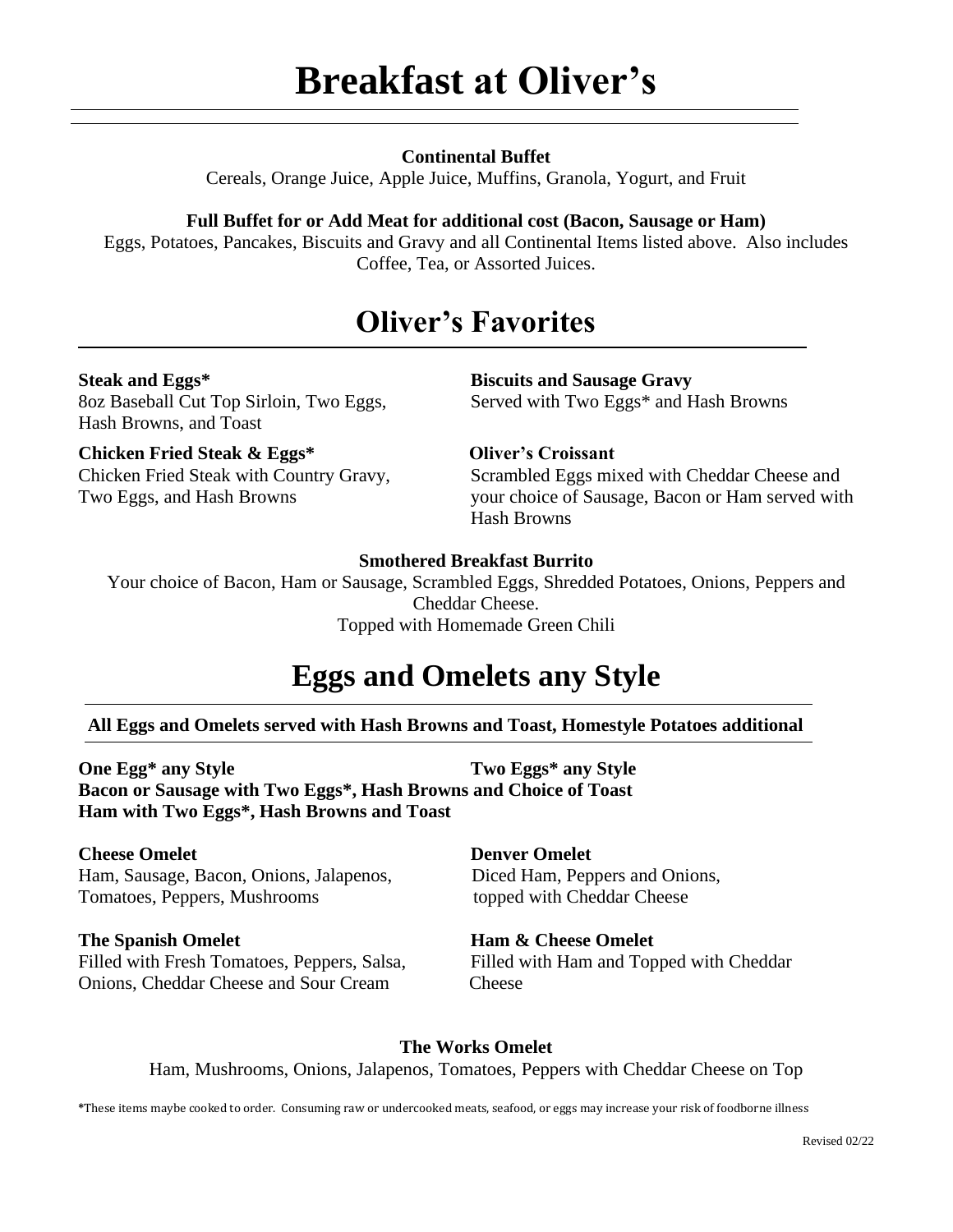# Breakfast at Oliver's

**Continental Buffet**

Cereals, Orange Juice, Apple Juice, Muffins, Granola, Yogurt, and Fruit

**Full Buffet for or Add Meat for additional cost (Bacon, Sausage or Ham)**

Eggs, Potatoes, Pancakes, Biscuits and Gravy and all Continental Items listed above. Also includes Coffee, Tea, or Assorted Juices.

# Oliver's Favorites

**Steak and Eggs***
8oz Baseball Cut Top Sirloin, Two Eggs, Hash Browns, and Toast

**Chicken Fried Steak & Eggs***
Chicken Fried Steak with Country Gravy, Two Eggs, and Hash Browns

**Biscuits and Sausage Gravy**
Served with Two Eggs* and Hash Browns

**Oliver's Croissant**
Scrambled Eggs mixed with Cheddar Cheese and your choice of Sausage, Bacon or Ham served with Hash Browns

**Smothered Breakfast Burrito**
Your choice of Bacon, Ham or Sausage, Scrambled Eggs, Shredded Potatoes, Onions, Peppers and Cheddar Cheese.
Topped with Homemade Green Chili

# Eggs and Omelets any Style

**All Eggs and Omelets served with Hash Browns and Toast, Homestyle Potatoes additional**

**One Egg* any Style**

**Two Eggs* any Style**

**Bacon or Sausage with Two Eggs*, Hash Browns and Choice of Toast**

**Ham with Two Eggs*, Hash Browns and Toast**

**Cheese Omelet**
Ham, Sausage, Bacon, Onions, Jalapenos, Tomatoes, Peppers, Mushrooms

**Denver Omelet**
Diced Ham, Peppers and Onions, topped with Cheddar Cheese

**The Spanish Omelet**
Filled with Fresh Tomatoes, Peppers, Salsa, Onions, Cheddar Cheese and Sour Cream

**Ham & Cheese Omelet**
Filled with Ham and Topped with Cheddar Cheese

**The Works Omelet**
Ham, Mushrooms, Onions, Jalapenos, Tomatoes, Peppers with Cheddar Cheese on Top

*These items maybe cooked to order. Consuming raw or undercooked meats, seafood, or eggs may increase your risk of foodborne illness

Revised 02/22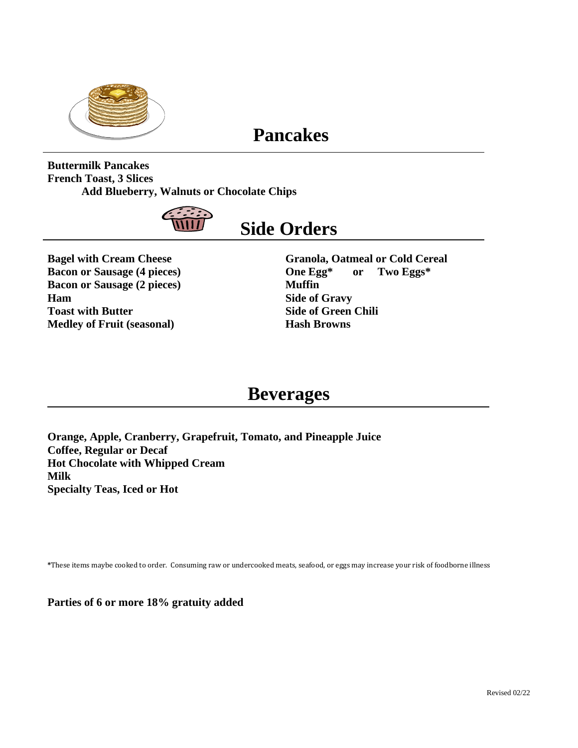## Pancakes

**Buttermilk Pancakes**
**French Toast, 3 Slices**
**Add Blueberry, Walnuts or Chocolate Chips**

## Side Orders

**Bagel with Cream Cheese**
**Bacon or Sausage (4 pieces)**
**Bacon or Sausage (2 pieces)**
**Ham**
**Toast with Butter**
**Medley of Fruit (seasonal)**
**Granola, Oatmeal or Cold Cereal**
**One Egg* or Two Eggs***
**Muffin**
**Side of Gravy**
**Side of Green Chili**
**Hash Browns**

## Beverages

**Orange, Apple, Cranberry, Grapefruit, Tomato, and Pineapple Juice**
**Coffee, Regular or Decaf**
**Hot Chocolate with Whipped Cream**
**Milk**
**Specialty Teas, Iced or Hot**

*These items maybe cooked to order. Consuming raw or undercooked meats, seafood, or eggs may increase your risk of foodborne illness

**Parties of 6 or more 18% gratuity added**

Revised 02/22